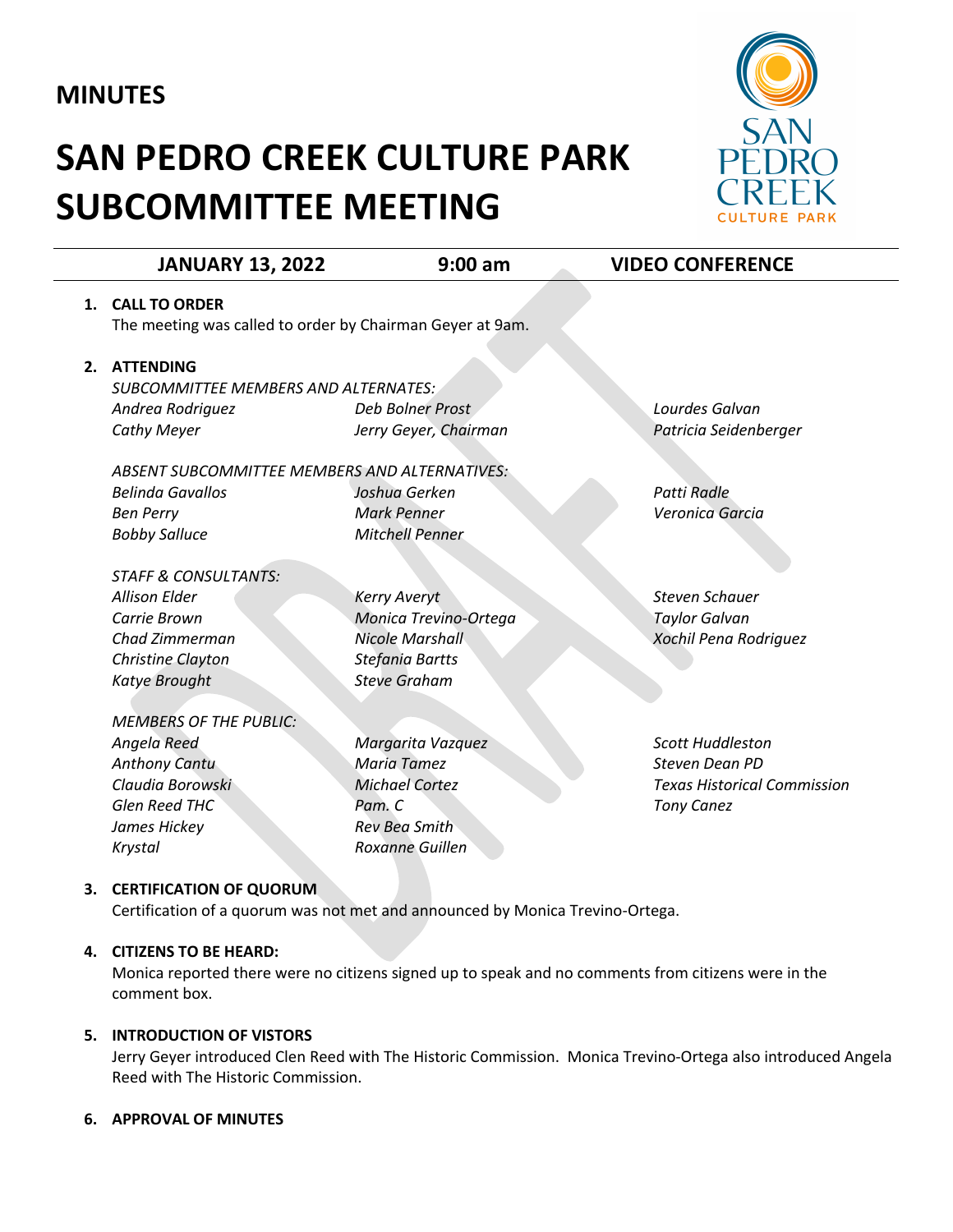**MINUTES**

# SAN PEDRO CREEK CULTURE PARK SUBCOMMITTEE MEETING

**JANUARY 13, 2022** **9:00 am** **VIDEO CONFERENCE**

1. **CALL TO ORDER**
   The meeting was called to order by Chairman Geyer at 9am.

2. **ATTENDING**

   *SUBCOMMITTEE MEMBERS AND ALTERNATES:*
   *Andrea Rodriguez*
   *Cathy Meyer*
   *Deb Bolner Prost*
   *Jerry Geyer, Chairman*
   *Lourdes Galvan*
   *Patricia Seidenberger*

   *ABSENT SUBCOMMITTEE MEMBERS AND ALTERNATIVES:*
   *Belinda Gavallos*
   *Ben Perry*
   *Bobby Salluce*
   *Joshua Gerken*
   *Mark Penner*
   *Mitchell Penner*
   *Patti Radle*
   *Veronica Garcia*

   *STAFF & CONSULTANTS:*
   *Allison Elder*
   *Carrie Brown*
   *Chad Zimmerman*
   *Christine Clayton*
   *Katye Brought*
   *Kerry Averyt*
   *Monica Trevino-Ortega*
   *Nicole Marshall*
   *Stefania Bartts*
   *Steve Graham*
   *Steven Schauer*
   *Taylor Galvan*
   *Xochil Pena Rodriguez*

   *MEMBERS OF THE PUBLIC:*
   *Angela Reed*
   *Anthony Cantu*
   *Claudia Borowski*
   *Glen Reed THC*
   *James Hickey*
   *Krystal*
   *Margarita Vazquez*
   *Maria Tamez*
   *Michael Cortez*
   *Pam. C*
   *Rev Bea Smith*
   *Roxanne Guillen*
   *Scott Huddleston*
   *Steven Dean PD*
   *Texas Historical Commission*
   *Tony Canez*

3. **CERTIFICATION OF QUORUM**
   Certification of a quorum was not met and announced by Monica Trevino-Ortega.

4. **CITIZENS TO BE HEARD:**
   Monica reported there were no citizens signed up to speak and no comments from citizens were in the comment box.

5. **INTRODUCTION OF VISTORS**
   Jerry Geyer introduced Clen Reed with The Historic Commission. Monica Trevino-Ortega also introduced Angela Reed with The Historic Commission.

6. **APPROVAL OF MINUTES**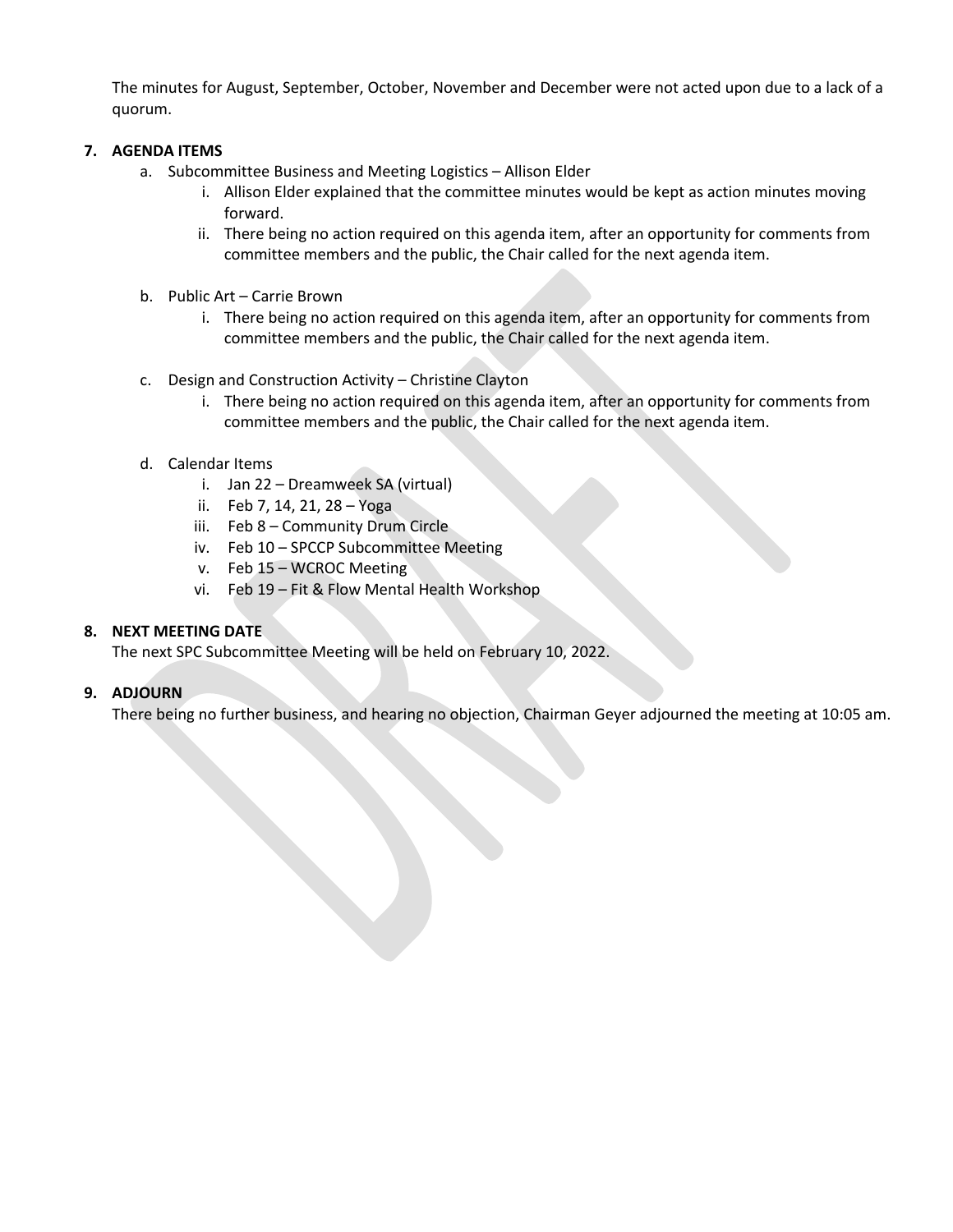The minutes for August, September, October, November and December were not acted upon due to a lack of a quorum.

**7. AGENDA ITEMS**

a. Subcommittee Business and Meeting Logistics – Allison Elder
   i. Allison Elder explained that the committee minutes would be kept as action minutes moving forward.
   ii. There being no action required on this agenda item, after an opportunity for comments from committee members and the public, the Chair called for the next agenda item.

b. Public Art – Carrie Brown
   i. There being no action required on this agenda item, after an opportunity for comments from committee members and the public, the Chair called for the next agenda item.

c. Design and Construction Activity – Christine Clayton
   i. There being no action required on this agenda item, after an opportunity for comments from committee members and the public, the Chair called for the next agenda item.

d. Calendar Items
   i. Jan 22 – Dreamweek SA (virtual)
   ii. Feb 7, 14, 21, 28 – Yoga
   iii. Feb 8 – Community Drum Circle
   iv. Feb 10 – SPCCP Subcommittee Meeting
   v. Feb 15 – WCROC Meeting
   vi. Feb 19 – Fit & Flow Mental Health Workshop

**8. NEXT MEETING DATE**

The next SPC Subcommittee Meeting will be held on February 10, 2022.

**9. ADJOURN**

There being no further business, and hearing no objection, Chairman Geyer adjourned the meeting at 10:05 am.